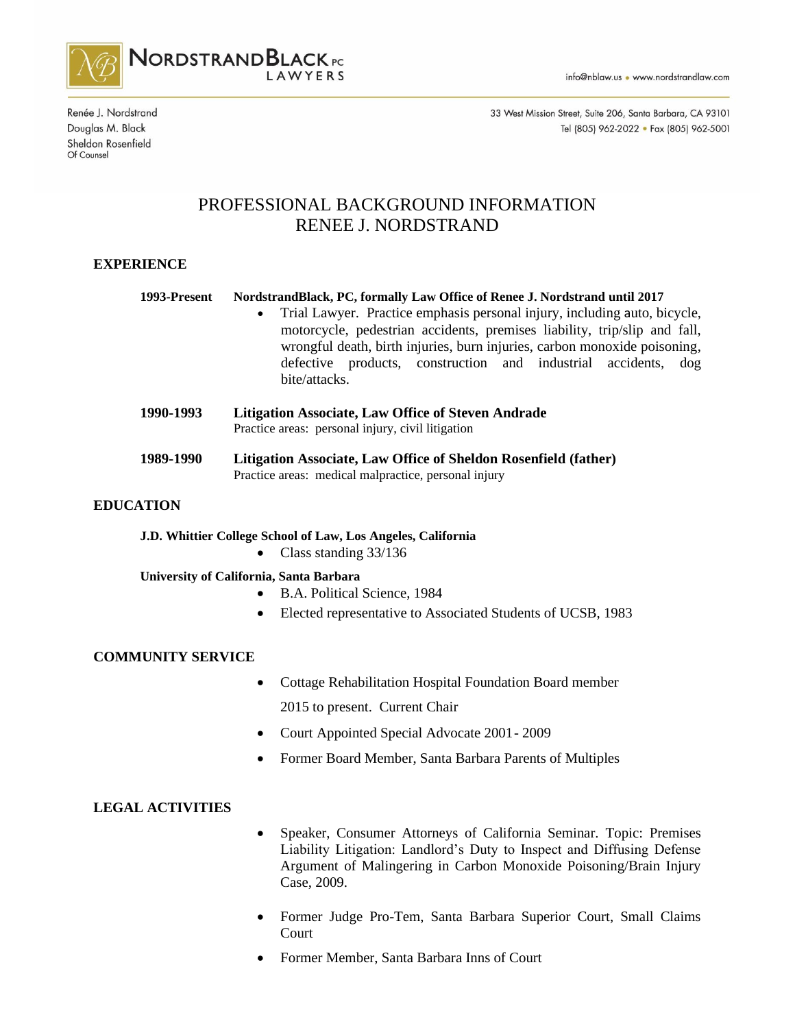**NORDSTRANDBLACK PC**
LAWYERS

info@nblaw.us • www.nordstrandlaw.com

Renée J. Nordstrand
Douglas M. Black
Sheldon Rosenfield
Of Counsel

33 West Mission Street, Suite 206, Santa Barbara, CA 93101
Tel (805) 962-2022 • Fax (805) 962-5001

# PROFESSIONAL BACKGROUND INFORMATION
# RENEE J. NORDSTRAND

## EXPERIENCE

**1993-Present** **NordstrandBlack, PC, formally Law Office of Renee J. Nordstrand until 2017**

- Trial Lawyer. Practice emphasis personal injury, including auto, bicycle, motorcycle, pedestrian accidents, premises liability, trip/slip and fall, wrongful death, birth injuries, burn injuries, carbon monoxide poisoning, defective products, construction and industrial accidents, dog bite/attacks.

**1990-1993** **Litigation Associate, Law Office of Steven Andrade**
Practice areas: personal injury, civil litigation

**1989-1990** **Litigation Associate, Law Office of Sheldon Rosenfield (father)**
Practice areas: medical malpractice, personal injury

## EDUCATION

**J.D. Whittier College School of Law, Los Angeles, California**

- Class standing 33/136

**University of California, Santa Barbara**

- B.A. Political Science, 1984
- Elected representative to Associated Students of UCSB, 1983

## COMMUNITY SERVICE

- Cottage Rehabilitation Hospital Foundation Board member 2015 to present. Current Chair
- Court Appointed Special Advocate 2001- 2009
- Former Board Member, Santa Barbara Parents of Multiples

## LEGAL ACTIVITIES

- Speaker, Consumer Attorneys of California Seminar. Topic: Premises Liability Litigation: Landlord's Duty to Inspect and Diffusing Defense Argument of Malingering in Carbon Monoxide Poisoning/Brain Injury Case, 2009.
- Former Judge Pro-Tem, Santa Barbara Superior Court, Small Claims Court
- Former Member, Santa Barbara Inns of Court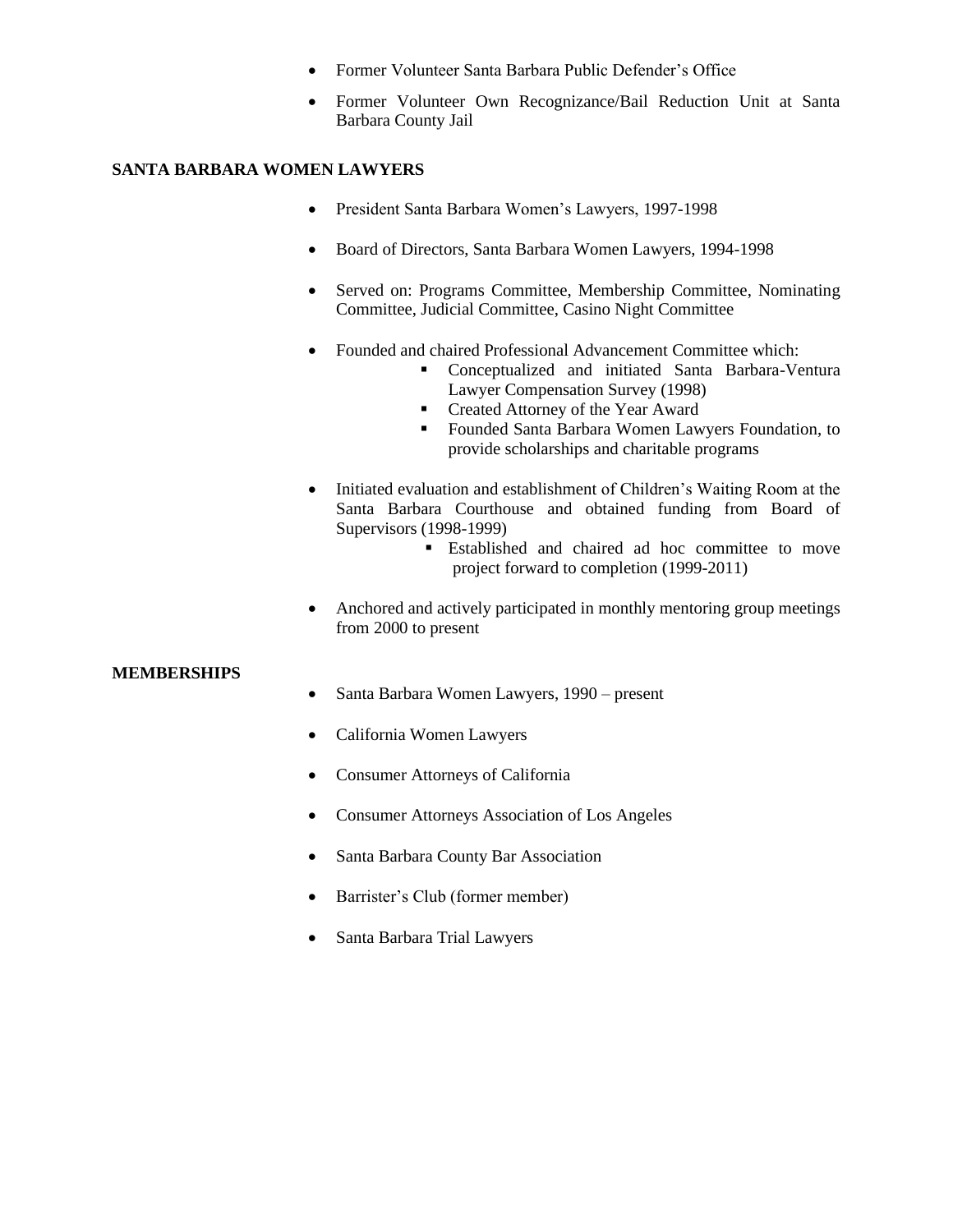- Former Volunteer Santa Barbara Public Defender's Office
- Former Volunteer Own Recognizance/Bail Reduction Unit at Santa Barbara County Jail

**SANTA BARBARA WOMEN LAWYERS**

- President Santa Barbara Women's Lawyers, 1997-1998
- Board of Directors, Santa Barbara Women Lawyers, 1994-1998
- Served on: Programs Committee, Membership Committee, Nominating Committee, Judicial Committee, Casino Night Committee
- Founded and chaired Professional Advancement Committee which:
  - Conceptualized and initiated Santa Barbara-Ventura Lawyer Compensation Survey (1998)
  - Created Attorney of the Year Award
  - Founded Santa Barbara Women Lawyers Foundation, to provide scholarships and charitable programs
- Initiated evaluation and establishment of Children's Waiting Room at the Santa Barbara Courthouse and obtained funding from Board of Supervisors (1998-1999)
  - Established and chaired ad hoc committee to move project forward to completion (1999-2011)
- Anchored and actively participated in monthly mentoring group meetings from 2000 to present

**MEMBERSHIPS**

- Santa Barbara Women Lawyers, 1990 – present
- California Women Lawyers
- Consumer Attorneys of California
- Consumer Attorneys Association of Los Angeles
- Santa Barbara County Bar Association
- Barrister's Club (former member)
- Santa Barbara Trial Lawyers